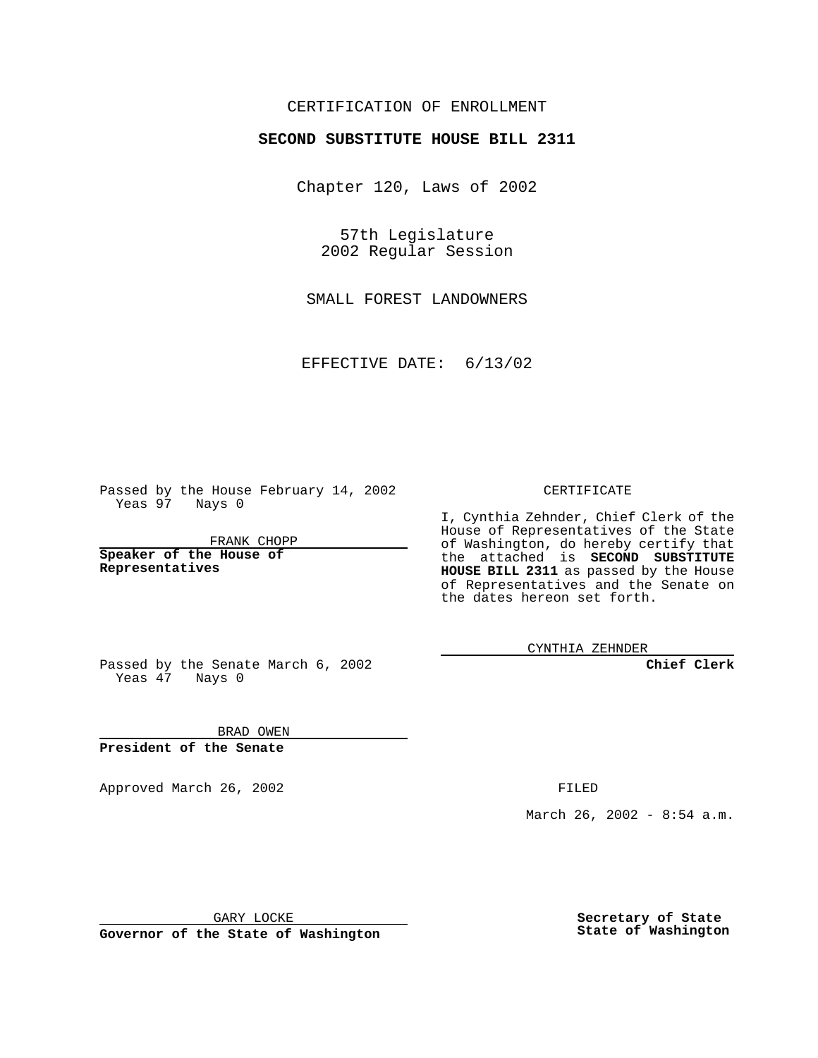CERTIFICATION OF ENROLLMENT

# SECOND SUBSTITUTE HOUSE BILL 2311

Chapter 120, Laws of 2002

57th Legislature
2002 Regular Session

SMALL FOREST LANDOWNERS

EFFECTIVE DATE: 6/13/02

Passed by the House February 14, 2002
Yeas 97 Nays 0

FRANK CHOPP

**Speaker of the House of Representatives**

Passed by the Senate March 6, 2002
Yeas 47 Nays 0

BRAD OWEN

**President of the Senate**

Approved March 26, 2002

GARY LOCKE

**Governor of the State of Washington**

CERTIFICATE

I, Cynthia Zehnder, Chief Clerk of the House of Representatives of the State of Washington, do hereby certify that the attached is **SECOND SUBSTITUTE HOUSE BILL 2311** as passed by the House of Representatives and the Senate on the dates hereon set forth.

CYNTHIA ZEHNDER

**Chief Clerk**

FILED

March 26, 2002 - 8:54 a.m.

**Secretary of State**
**State of Washington**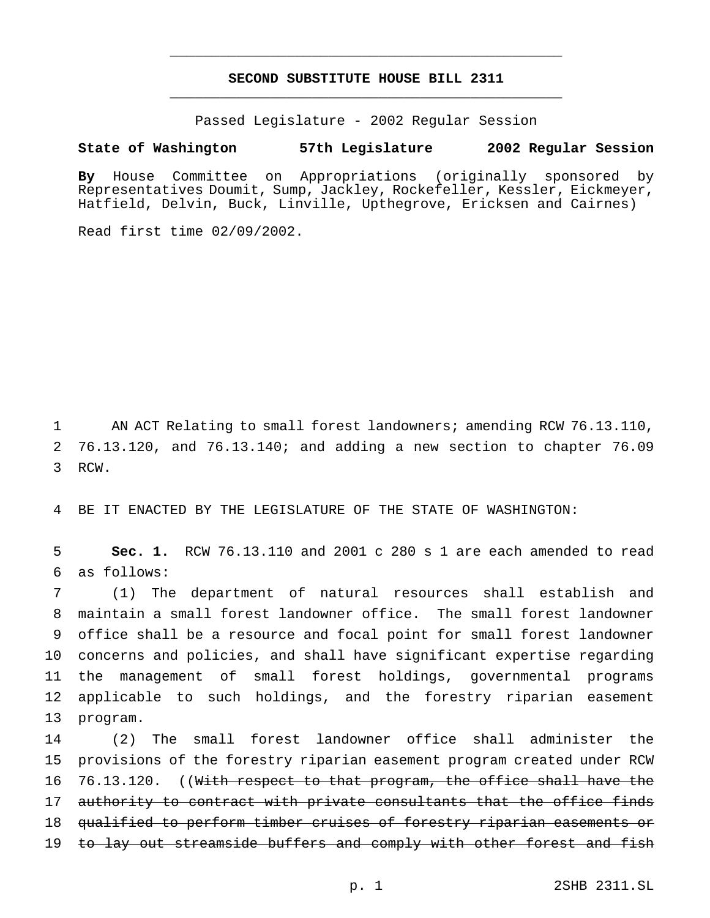# SECOND SUBSTITUTE HOUSE BILL 2311

Passed Legislature - 2002 Regular Session

**State of Washington 57th Legislature 2002 Regular Session**

**By** House Committee on Appropriations (originally sponsored by Representatives Doumit, Sump, Jackley, Rockefeller, Kessler, Eickmeyer, Hatfield, Delvin, Buck, Linville, Upthegrove, Ericksen and Cairnes)

Read first time 02/09/2002.

AN ACT Relating to small forest landowners; amending RCW 76.13.110, 76.13.120, and 76.13.140; and adding a new section to chapter 76.09 RCW.

BE IT ENACTED BY THE LEGISLATURE OF THE STATE OF WASHINGTON:

**Sec. 1.** RCW 76.13.110 and 2001 c 280 s 1 are each amended to read as follows:

(1) The department of natural resources shall establish and maintain a small forest landowner office. The small forest landowner office shall be a resource and focal point for small forest landowner concerns and policies, and shall have significant expertise regarding the management of small forest holdings, governmental programs applicable to such holdings, and the forestry riparian easement program.

(2) The small forest landowner office shall administer the provisions of the forestry riparian easement program created under RCW 76.13.120. ((~~With respect to that program, the office shall have the authority to contract with private consultants that the office finds qualified to perform timber cruises of forestry riparian easements or to lay out streamside buffers and comply with other forest and fish~~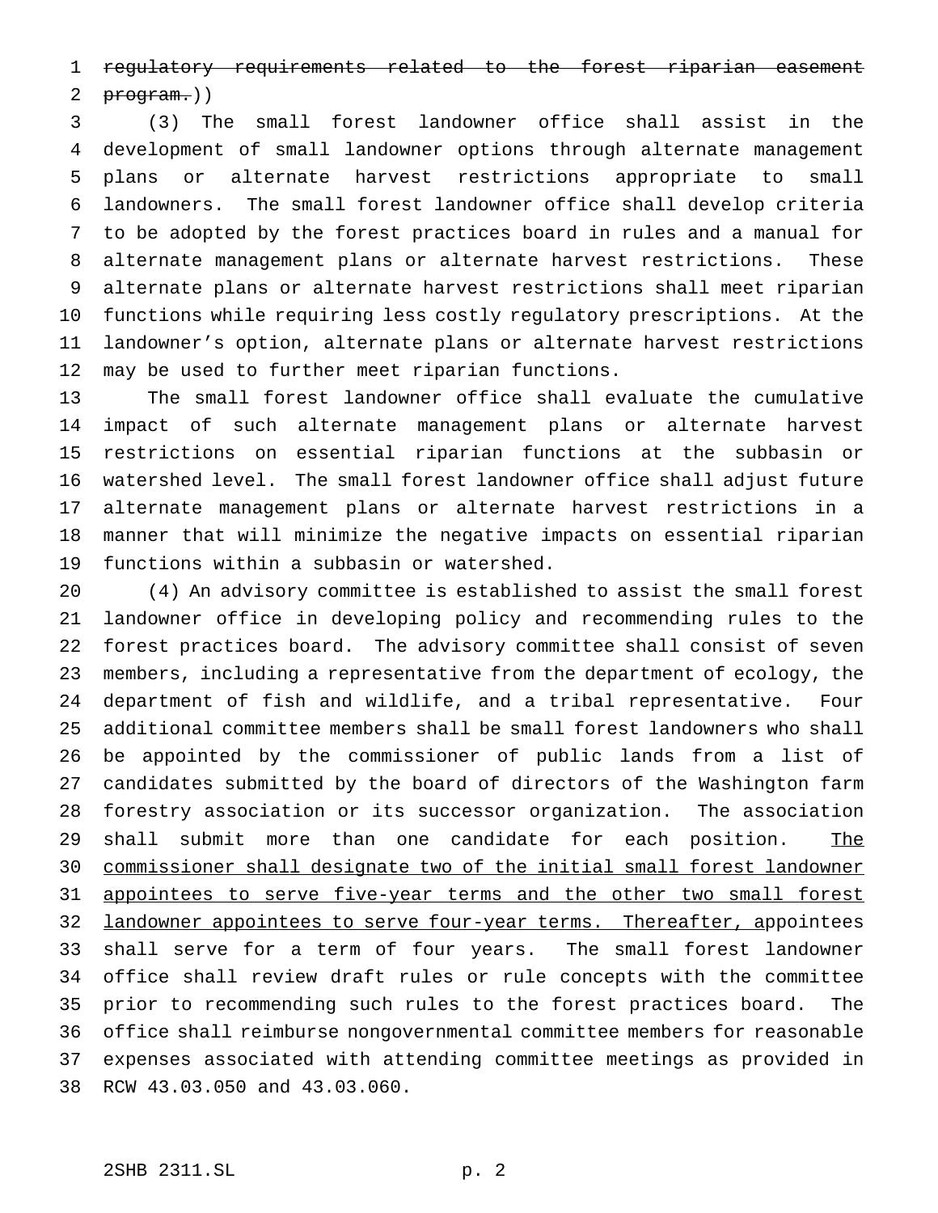~~regulatory requirements related to the forest riparian easement program.~~))

(3) The small forest landowner office shall assist in the development of small landowner options through alternate management plans or alternate harvest restrictions appropriate to small landowners. The small forest landowner office shall develop criteria to be adopted by the forest practices board in rules and a manual for alternate management plans or alternate harvest restrictions. These alternate plans or alternate harvest restrictions shall meet riparian functions while requiring less costly regulatory prescriptions. At the landowner's option, alternate plans or alternate harvest restrictions may be used to further meet riparian functions.

The small forest landowner office shall evaluate the cumulative impact of such alternate management plans or alternate harvest restrictions on essential riparian functions at the subbasin or watershed level. The small forest landowner office shall adjust future alternate management plans or alternate harvest restrictions in a manner that will minimize the negative impacts on essential riparian functions within a subbasin or watershed.

(4) An advisory committee is established to assist the small forest landowner office in developing policy and recommending rules to the forest practices board. The advisory committee shall consist of seven members, including a representative from the department of ecology, the department of fish and wildlife, and a tribal representative. Four additional committee members shall be small forest landowners who shall be appointed by the commissioner of public lands from a list of candidates submitted by the board of directors of the Washington farm forestry association or its successor organization. The association shall submit more than one candidate for each position. <u>The commissioner shall designate two of the initial small forest landowner appointees to serve five-year terms and the other two small forest landowner appointees to serve four-year terms. Thereafter, a</u>ppointees shall serve for a term of four years. The small forest landowner office shall review draft rules or rule concepts with the committee prior to recommending such rules to the forest practices board. The office shall reimburse nongovernmental committee members for reasonable expenses associated with attending committee meetings as provided in RCW 43.03.050 and 43.03.060.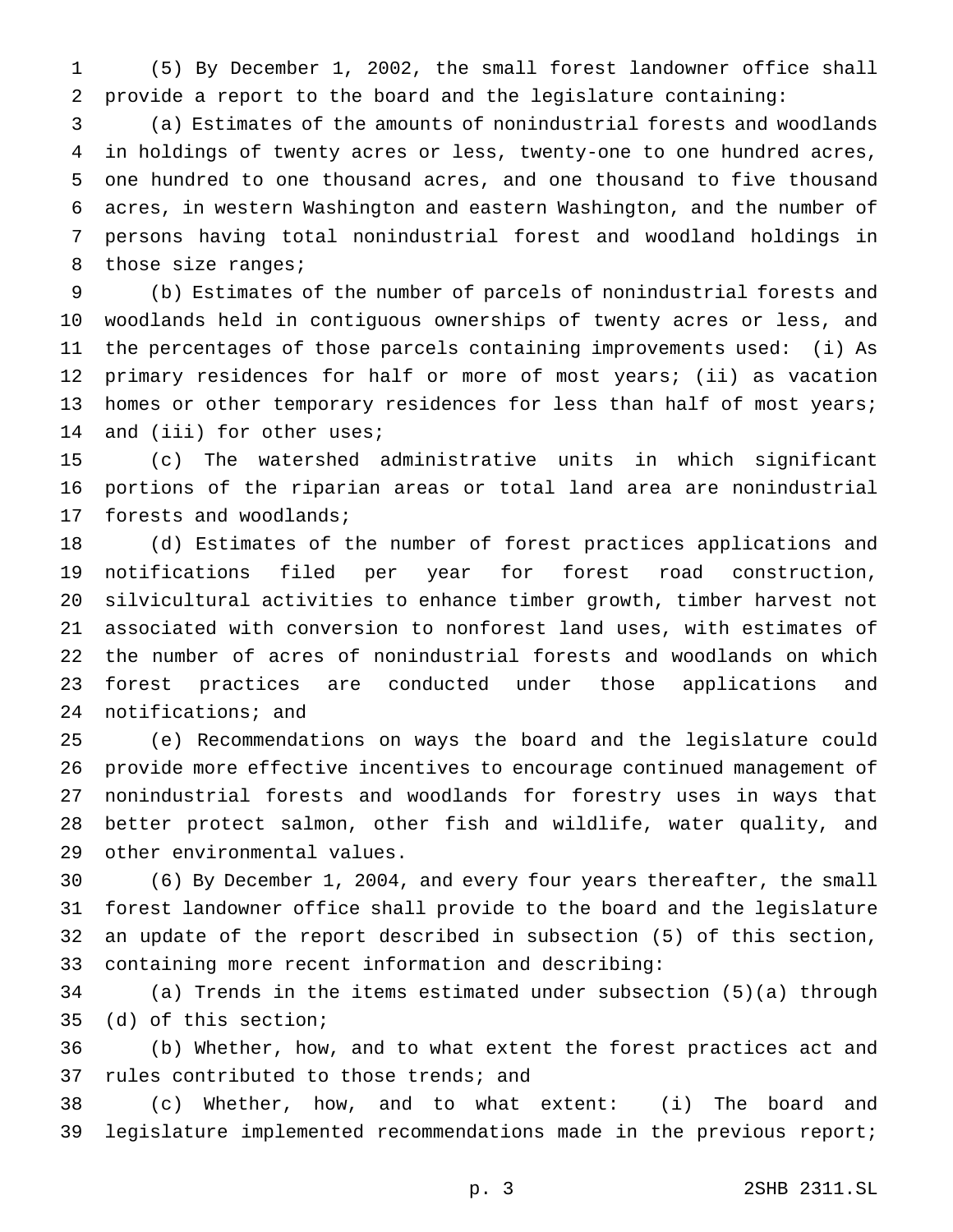(5) By December 1, 2002, the small forest landowner office shall provide a report to the board and the legislature containing:

(a) Estimates of the amounts of nonindustrial forests and woodlands in holdings of twenty acres or less, twenty-one to one hundred acres, one hundred to one thousand acres, and one thousand to five thousand acres, in western Washington and eastern Washington, and the number of persons having total nonindustrial forest and woodland holdings in those size ranges;

(b) Estimates of the number of parcels of nonindustrial forests and woodlands held in contiguous ownerships of twenty acres or less, and the percentages of those parcels containing improvements used: (i) As primary residences for half or more of most years; (ii) as vacation homes or other temporary residences for less than half of most years; and (iii) for other uses;

(c) The watershed administrative units in which significant portions of the riparian areas or total land area are nonindustrial forests and woodlands;

(d) Estimates of the number of forest practices applications and notifications filed per year for forest road construction, silvicultural activities to enhance timber growth, timber harvest not associated with conversion to nonforest land uses, with estimates of the number of acres of nonindustrial forests and woodlands on which forest practices are conducted under those applications and notifications; and

(e) Recommendations on ways the board and the legislature could provide more effective incentives to encourage continued management of nonindustrial forests and woodlands for forestry uses in ways that better protect salmon, other fish and wildlife, water quality, and other environmental values.

(6) By December 1, 2004, and every four years thereafter, the small forest landowner office shall provide to the board and the legislature an update of the report described in subsection (5) of this section, containing more recent information and describing:

(a) Trends in the items estimated under subsection (5)(a) through (d) of this section;

(b) Whether, how, and to what extent the forest practices act and rules contributed to those trends; and

(c) Whether, how, and to what extent: (i) The board and legislature implemented recommendations made in the previous report;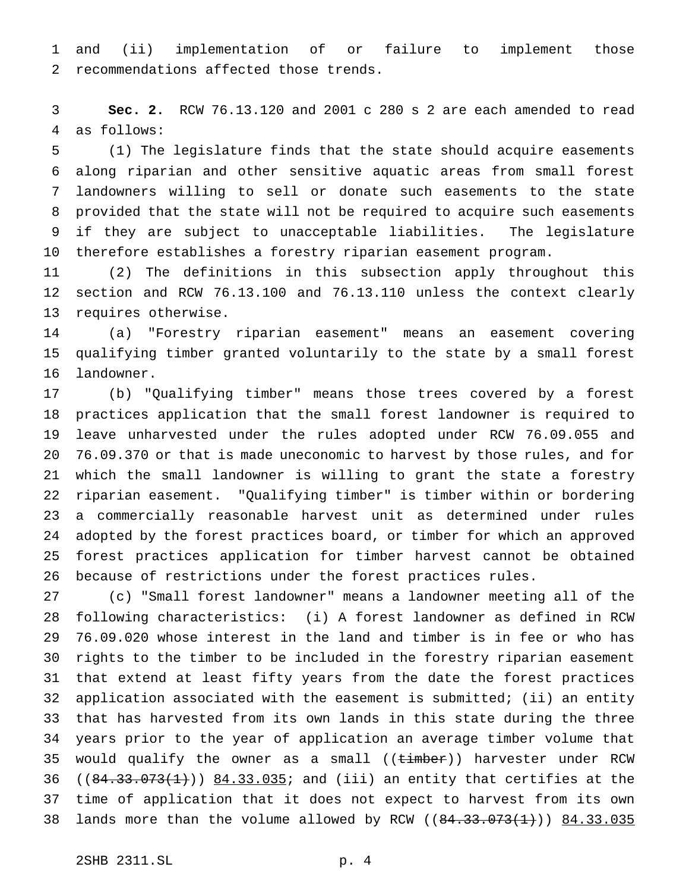and (ii) implementation of or failure to implement those recommendations affected those trends.

**Sec. 2.** RCW 76.13.120 and 2001 c 280 s 2 are each amended to read as follows:

(1) The legislature finds that the state should acquire easements along riparian and other sensitive aquatic areas from small forest landowners willing to sell or donate such easements to the state provided that the state will not be required to acquire such easements if they are subject to unacceptable liabilities. The legislature therefore establishes a forestry riparian easement program.

(2) The definitions in this subsection apply throughout this section and RCW 76.13.100 and 76.13.110 unless the context clearly requires otherwise.

(a) "Forestry riparian easement" means an easement covering qualifying timber granted voluntarily to the state by a small forest landowner.

(b) "Qualifying timber" means those trees covered by a forest practices application that the small forest landowner is required to leave unharvested under the rules adopted under RCW 76.09.055 and 76.09.370 or that is made uneconomic to harvest by those rules, and for which the small landowner is willing to grant the state a forestry riparian easement. "Qualifying timber" is timber within or bordering a commercially reasonable harvest unit as determined under rules adopted by the forest practices board, or timber for which an approved forest practices application for timber harvest cannot be obtained because of restrictions under the forest practices rules.

(c) "Small forest landowner" means a landowner meeting all of the following characteristics: (i) A forest landowner as defined in RCW 76.09.020 whose interest in the land and timber is in fee or who has rights to the timber to be included in the forestry riparian easement that extend at least fifty years from the date the forest practices application associated with the easement is submitted; (ii) an entity that has harvested from its own lands in this state during the three years prior to the year of application an average timber volume that would qualify the owner as a small ((~~timber~~)) harvester under RCW ((~~84.33.073(1)~~)) <u>84.33.035</u>; and (iii) an entity that certifies at the time of application that it does not expect to harvest from its own lands more than the volume allowed by RCW ((~~84.33.073(1)~~)) <u>84.33.035</u>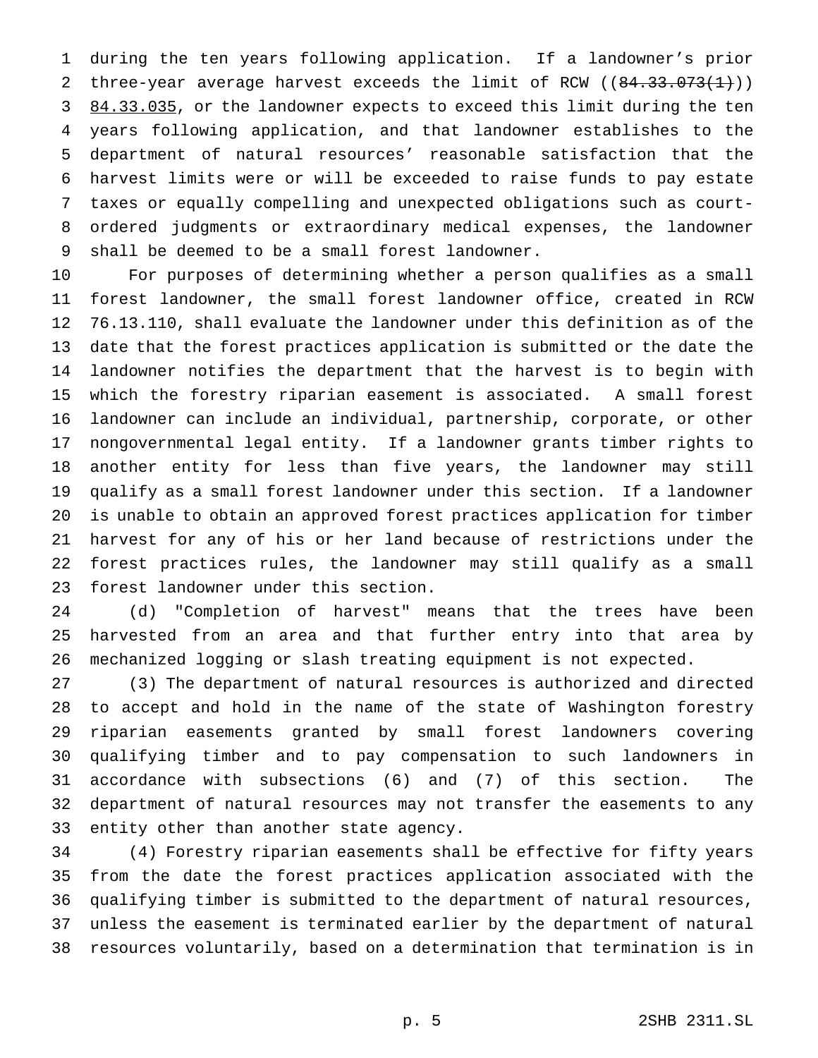during the ten years following application. If a landowner's prior three-year average harvest exceeds the limit of RCW ((~~84.33.073(1)~~)) <u>84.33.035</u>, or the landowner expects to exceed this limit during the ten years following application, and that landowner establishes to the department of natural resources' reasonable satisfaction that the harvest limits were or will be exceeded to raise funds to pay estate taxes or equally compelling and unexpected obligations such as court-ordered judgments or extraordinary medical expenses, the landowner shall be deemed to be a small forest landowner.

For purposes of determining whether a person qualifies as a small forest landowner, the small forest landowner office, created in RCW 76.13.110, shall evaluate the landowner under this definition as of the date that the forest practices application is submitted or the date the landowner notifies the department that the harvest is to begin with which the forestry riparian easement is associated. A small forest landowner can include an individual, partnership, corporate, or other nongovernmental legal entity. If a landowner grants timber rights to another entity for less than five years, the landowner may still qualify as a small forest landowner under this section. If a landowner is unable to obtain an approved forest practices application for timber harvest for any of his or her land because of restrictions under the forest practices rules, the landowner may still qualify as a small forest landowner under this section.

(d) "Completion of harvest" means that the trees have been harvested from an area and that further entry into that area by mechanized logging or slash treating equipment is not expected.

(3) The department of natural resources is authorized and directed to accept and hold in the name of the state of Washington forestry riparian easements granted by small forest landowners covering qualifying timber and to pay compensation to such landowners in accordance with subsections (6) and (7) of this section. The department of natural resources may not transfer the easements to any entity other than another state agency.

(4) Forestry riparian easements shall be effective for fifty years from the date the forest practices application associated with the qualifying timber is submitted to the department of natural resources, unless the easement is terminated earlier by the department of natural resources voluntarily, based on a determination that termination is in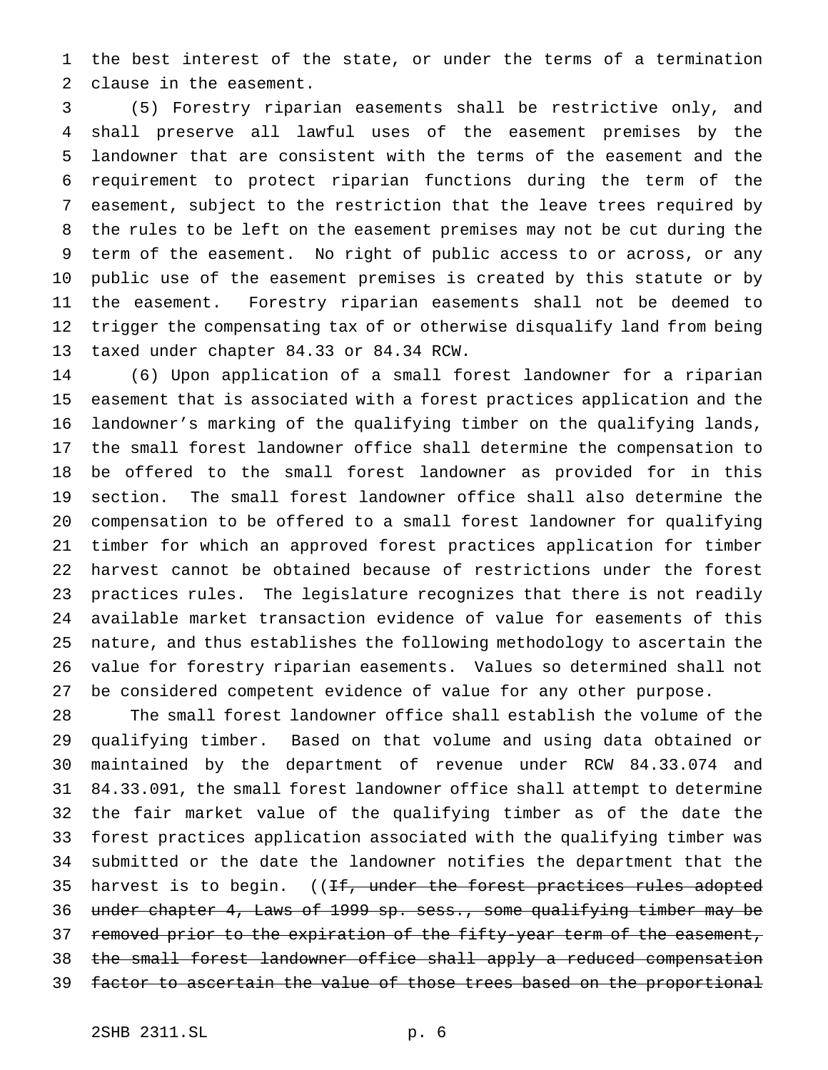the best interest of the state, or under the terms of a termination clause in the easement.

(5) Forestry riparian easements shall be restrictive only, and shall preserve all lawful uses of the easement premises by the landowner that are consistent with the terms of the easement and the requirement to protect riparian functions during the term of the easement, subject to the restriction that the leave trees required by the rules to be left on the easement premises may not be cut during the term of the easement. No right of public access to or across, or any public use of the easement premises is created by this statute or by the easement. Forestry riparian easements shall not be deemed to trigger the compensating tax of or otherwise disqualify land from being taxed under chapter 84.33 or 84.34 RCW.

(6) Upon application of a small forest landowner for a riparian easement that is associated with a forest practices application and the landowner's marking of the qualifying timber on the qualifying lands, the small forest landowner office shall determine the compensation to be offered to the small forest landowner as provided for in this section. The small forest landowner office shall also determine the compensation to be offered to a small forest landowner for qualifying timber for which an approved forest practices application for timber harvest cannot be obtained because of restrictions under the forest practices rules. The legislature recognizes that there is not readily available market transaction evidence of value for easements of this nature, and thus establishes the following methodology to ascertain the value for forestry riparian easements. Values so determined shall not be considered competent evidence of value for any other purpose.

The small forest landowner office shall establish the volume of the qualifying timber. Based on that volume and using data obtained or maintained by the department of revenue under RCW 84.33.074 and 84.33.091, the small forest landowner office shall attempt to determine the fair market value of the qualifying timber as of the date the forest practices application associated with the qualifying timber was submitted or the date the landowner notifies the department that the harvest is to begin. ((~~If, under the forest practices rules adopted under chapter 4, Laws of 1999 sp. sess., some qualifying timber may be removed prior to the expiration of the fifty-year term of the easement, the small forest landowner office shall apply a reduced compensation factor to ascertain the value of those trees based on the proportional~~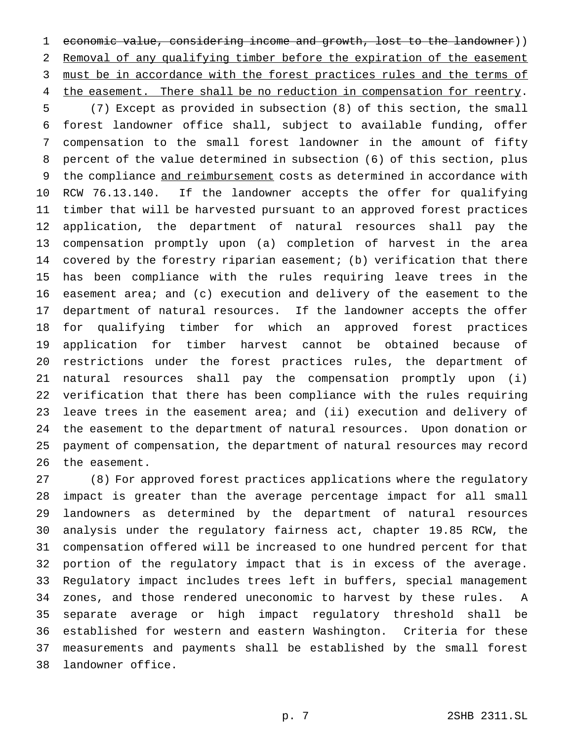~~economic value, considering income and growth, lost to the landowner~~)) Removal of any qualifying timber before the expiration of the easement must be in accordance with the forest practices rules and the terms of the easement. There shall be no reduction in compensation for reentry.

(7) Except as provided in subsection (8) of this section, the small forest landowner office shall, subject to available funding, offer compensation to the small forest landowner in the amount of fifty percent of the value determined in subsection (6) of this section, plus the compliance and reimbursement costs as determined in accordance with RCW 76.13.140. If the landowner accepts the offer for qualifying timber that will be harvested pursuant to an approved forest practices application, the department of natural resources shall pay the compensation promptly upon (a) completion of harvest in the area covered by the forestry riparian easement; (b) verification that there has been compliance with the rules requiring leave trees in the easement area; and (c) execution and delivery of the easement to the department of natural resources. If the landowner accepts the offer for qualifying timber for which an approved forest practices application for timber harvest cannot be obtained because of restrictions under the forest practices rules, the department of natural resources shall pay the compensation promptly upon (i) verification that there has been compliance with the rules requiring leave trees in the easement area; and (ii) execution and delivery of the easement to the department of natural resources. Upon donation or payment of compensation, the department of natural resources may record the easement.

(8) For approved forest practices applications where the regulatory impact is greater than the average percentage impact for all small landowners as determined by the department of natural resources analysis under the regulatory fairness act, chapter 19.85 RCW, the compensation offered will be increased to one hundred percent for that portion of the regulatory impact that is in excess of the average. Regulatory impact includes trees left in buffers, special management zones, and those rendered uneconomic to harvest by these rules. A separate average or high impact regulatory threshold shall be established for western and eastern Washington. Criteria for these measurements and payments shall be established by the small forest landowner office.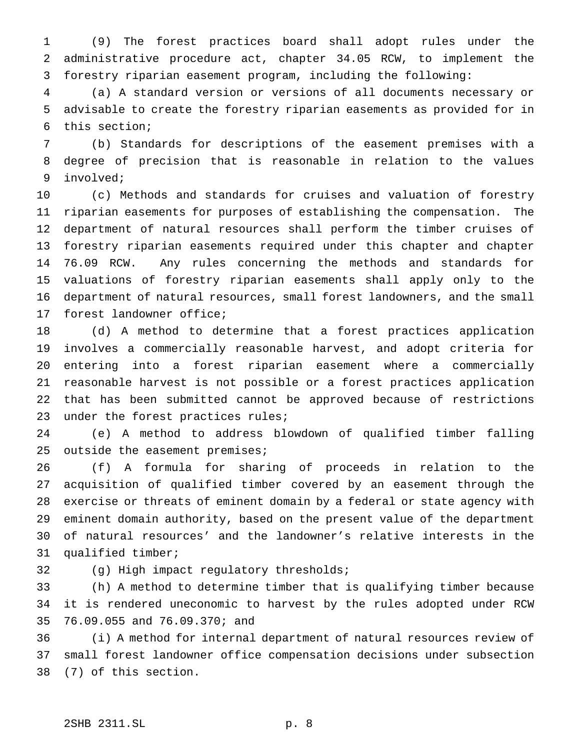(9) The forest practices board shall adopt rules under the administrative procedure act, chapter 34.05 RCW, to implement the forestry riparian easement program, including the following:

(a) A standard version or versions of all documents necessary or advisable to create the forestry riparian easements as provided for in this section;

(b) Standards for descriptions of the easement premises with a degree of precision that is reasonable in relation to the values involved;

(c) Methods and standards for cruises and valuation of forestry riparian easements for purposes of establishing the compensation. The department of natural resources shall perform the timber cruises of forestry riparian easements required under this chapter and chapter 76.09 RCW. Any rules concerning the methods and standards for valuations of forestry riparian easements shall apply only to the department of natural resources, small forest landowners, and the small forest landowner office;

(d) A method to determine that a forest practices application involves a commercially reasonable harvest, and adopt criteria for entering into a forest riparian easement where a commercially reasonable harvest is not possible or a forest practices application that has been submitted cannot be approved because of restrictions under the forest practices rules;

(e) A method to address blowdown of qualified timber falling outside the easement premises;

(f) A formula for sharing of proceeds in relation to the acquisition of qualified timber covered by an easement through the exercise or threats of eminent domain by a federal or state agency with eminent domain authority, based on the present value of the department of natural resources' and the landowner's relative interests in the qualified timber;

(g) High impact regulatory thresholds;

(h) A method to determine timber that is qualifying timber because it is rendered uneconomic to harvest by the rules adopted under RCW 76.09.055 and 76.09.370; and

(i) A method for internal department of natural resources review of small forest landowner office compensation decisions under subsection (7) of this section.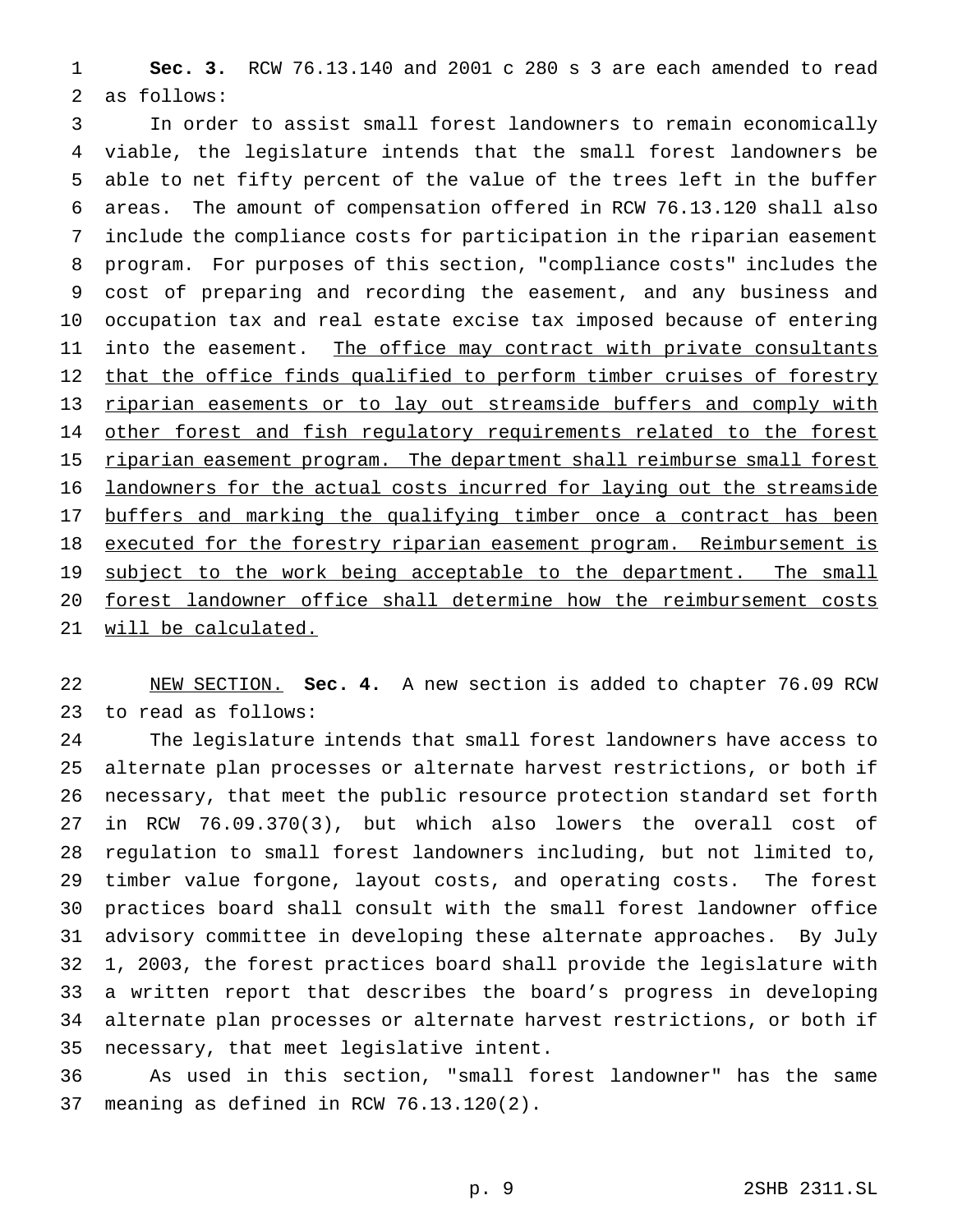**Sec. 3.** RCW 76.13.140 and 2001 c 280 s 3 are each amended to read as follows:

In order to assist small forest landowners to remain economically viable, the legislature intends that the small forest landowners be able to net fifty percent of the value of the trees left in the buffer areas. The amount of compensation offered in RCW 76.13.120 shall also include the compliance costs for participation in the riparian easement program. For purposes of this section, "compliance costs" includes the cost of preparing and recording the easement, and any business and occupation tax and real estate excise tax imposed because of entering into the easement. <u>The office may contract with private consultants that the office finds qualified to perform timber cruises of forestry riparian easements or to lay out streamside buffers and comply with other forest and fish regulatory requirements related to the forest riparian easement program. The department shall reimburse small forest landowners for the actual costs incurred for laying out the streamside buffers and marking the qualifying timber once a contract has been executed for the forestry riparian easement program. Reimbursement is subject to the work being acceptable to the department. The small forest landowner office shall determine how the reimbursement costs will be calculated.</u>

<u>NEW SECTION.</u> **Sec. 4.** A new section is added to chapter 76.09 RCW to read as follows:

The legislature intends that small forest landowners have access to alternate plan processes or alternate harvest restrictions, or both if necessary, that meet the public resource protection standard set forth in RCW 76.09.370(3), but which also lowers the overall cost of regulation to small forest landowners including, but not limited to, timber value forgone, layout costs, and operating costs. The forest practices board shall consult with the small forest landowner office advisory committee in developing these alternate approaches. By July 1, 2003, the forest practices board shall provide the legislature with a written report that describes the board's progress in developing alternate plan processes or alternate harvest restrictions, or both if necessary, that meet legislative intent.

As used in this section, "small forest landowner" has the same meaning as defined in RCW 76.13.120(2).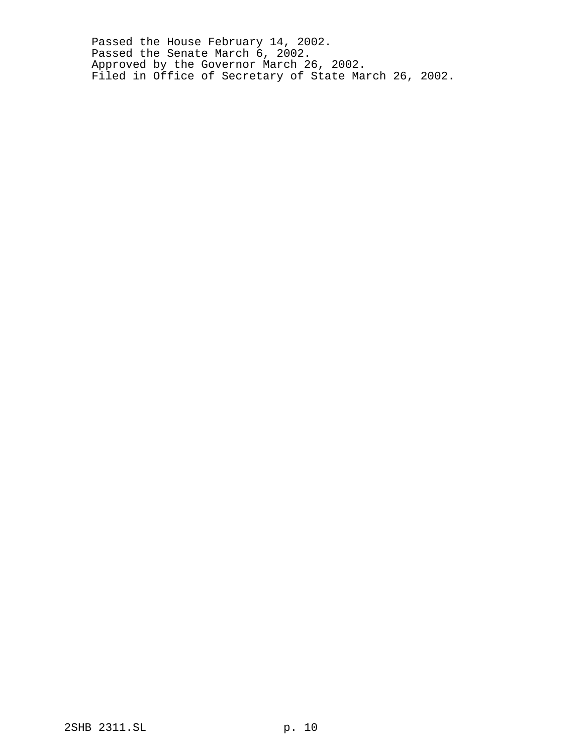Passed the House February 14, 2002.
Passed the Senate March 6, 2002.
Approved by the Governor March 26, 2002.
Filed in Office of Secretary of State March 26, 2002.